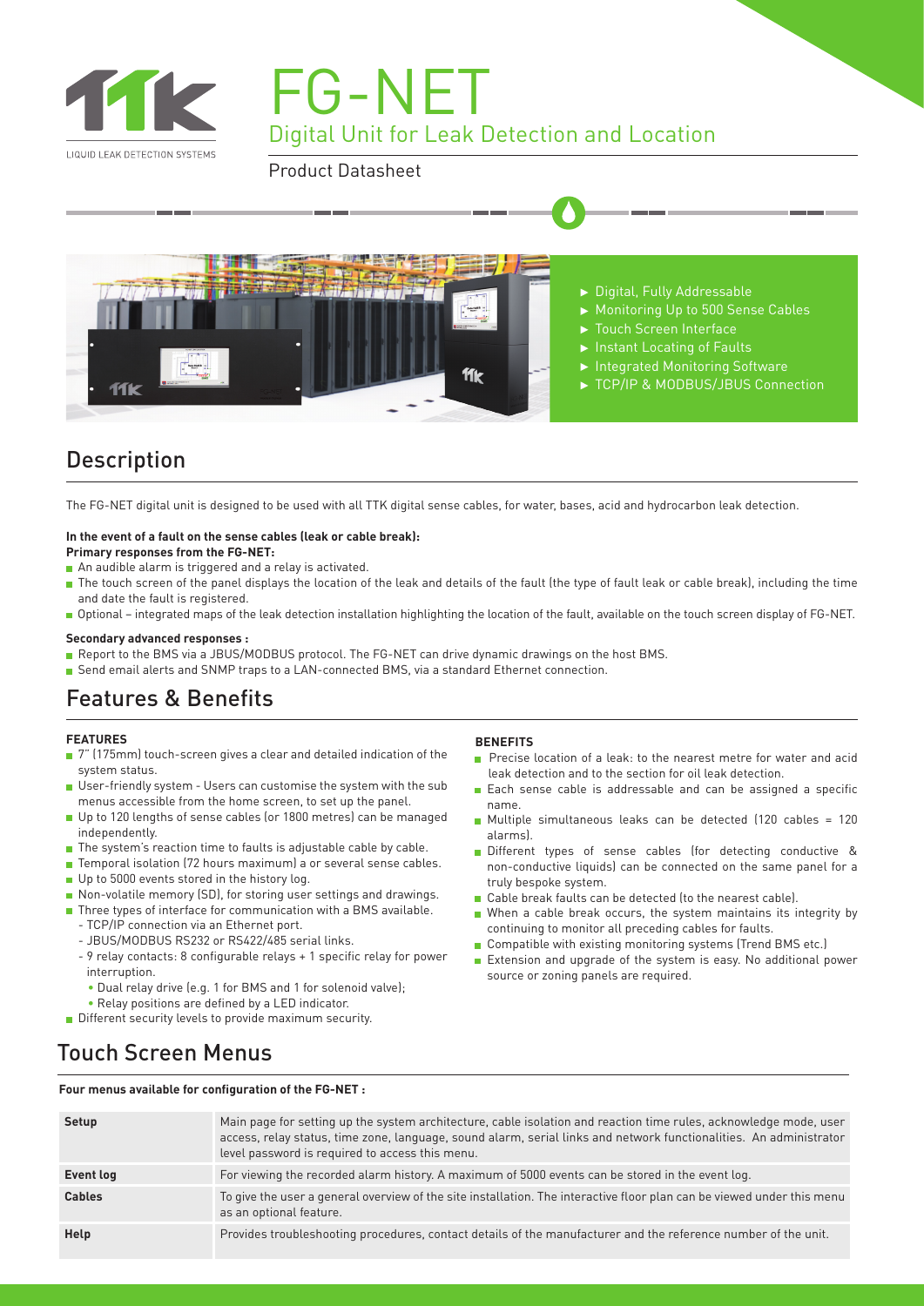LIQUID LEAK DETECTION SYSTEMS

# FG-NET

## Digital Unit for Leak Detection and Location

Product Datasheet

- ► Digital, Fully Addressable
- ► Monitoring Up to 500 Sense Cables
- ► Touch Screen Interface
- ► Instant Locating of Faults
- ► Integrated Monitoring Software
- ► TCP/IP & MODBUS/JBUS Connection

## Description

The FG-NET digital unit is designed to be used with all TTK digital sense cables, for water, bases, acid and hydrocarbon leak detection.

**In the event of a fault on the sense cables (leak or cable break):**
**Primary responses from the FG-NET:**

- An audible alarm is triggered and a relay is activated.
- The touch screen of the panel displays the location of the leak and details of the fault (the type of fault leak or cable break), including the time and date the fault is registered.
- Optional – integrated maps of the leak detection installation highlighting the location of the fault, available on the touch screen display of FG-NET.

**Secondary advanced responses :**

- Report to the BMS via a JBUS/MODBUS protocol. The FG-NET can drive dynamic drawings on the host BMS.
- Send email alerts and SNMP traps to a LAN-connected BMS, via a standard Ethernet connection.

## Features & Benefits

**FEATURES**

- 7" (175mm) touch-screen gives a clear and detailed indication of the system status.
- User-friendly system - Users can customise the system with the sub menus accessible from the home screen, to set up the panel.
- Up to 120 lengths of sense cables (or 1800 metres) can be managed independently.
- The system's reaction time to faults is adjustable cable by cable.
- Temporal isolation (72 hours maximum) a or several sense cables.
- Up to 5000 events stored in the history log.
- Non-volatile memory (SD), for storing user settings and drawings.
- Three types of interface for communication with a BMS available.
  - TCP/IP connection via an Ethernet port.
  - JBUS/MODBUS RS232 or RS422/485 serial links.
  - 9 relay contacts: 8 configurable relays + 1 specific relay for power interruption.
    - Dual relay drive (e.g. 1 for BMS and 1 for solenoid valve);
    - Relay positions are defined by a LED indicator.
- Different security levels to provide maximum security.

**BENEFITS**

- Precise location of a leak: to the nearest metre for water and acid leak detection and to the section for oil leak detection.
- Each sense cable is addressable and can be assigned a specific name.
- Multiple simultaneous leaks can be detected (120 cables = 120 alarms).
- Different types of sense cables (for detecting conductive & non-conductive liquids) can be connected on the same panel for a truly bespoke system.
- Cable break faults can be detected (to the nearest cable).
- When a cable break occurs, the system maintains its integrity by continuing to monitor all preceding cables for faults.
- Compatible with existing monitoring systems (Trend BMS etc.)
- Extension and upgrade of the system is easy. No additional power source or zoning panels are required.

## Touch Screen Menus

**Four menus available for configuration of the FG-NET :**

| | |
|---|---|
| **Setup** | Main page for setting up the system architecture, cable isolation and reaction time rules, acknowledge mode, user access, relay status, time zone, language, sound alarm, serial links and network functionalities. An administrator level password is required to access this menu. |
| **Event log** | For viewing the recorded alarm history. A maximum of 5000 events can be stored in the event log. |
| **Cables** | To give the user a general overview of the site installation. The interactive floor plan can be viewed under this menu as an optional feature. |
| **Help** | Provides troubleshooting procedures, contact details of the manufacturer and the reference number of the unit. |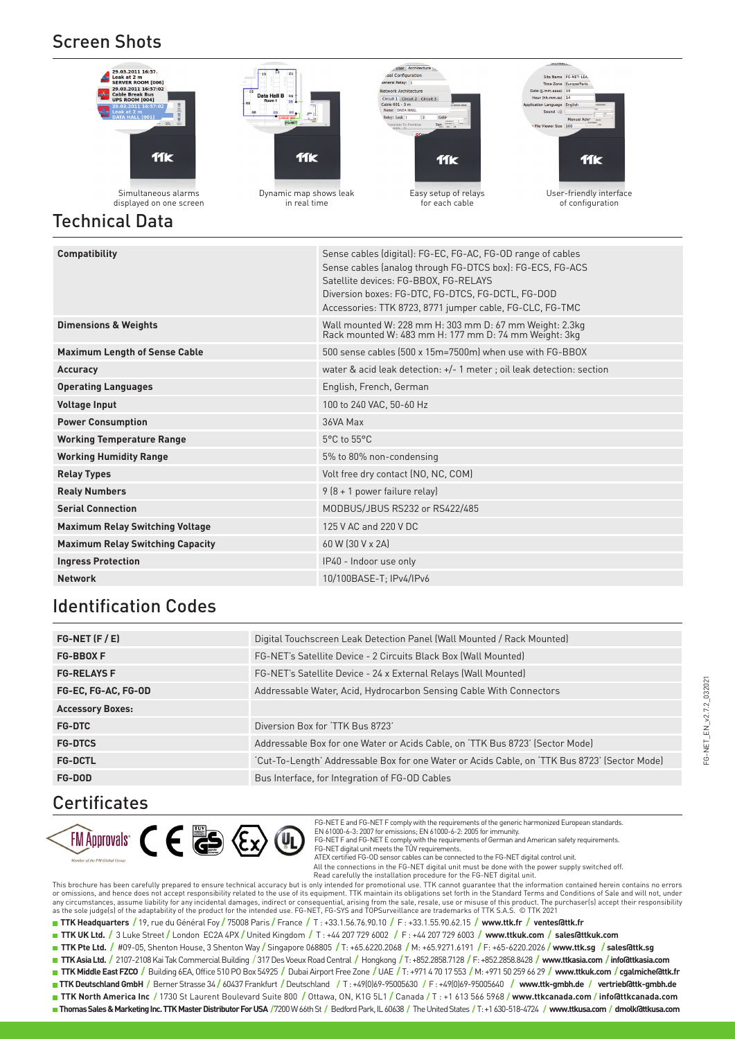## Screen Shots

Simultaneous alarms displayed on one screen

Dynamic map shows leak in real time

Easy setup of relays for each cable

User-friendly interface of configuration

## Technical Data

| | |
|---|---|
| **Compatibility** | Sense cables (digital): FG-EC, FG-AC, FG-OD range of cables<br>Sense cables (analog through FG-DTCS box): FG-ECS, FG-ACS<br>Satellite devices: FG-BBOX, FG-RELAYS<br>Diversion boxes: FG-DTC, FG-DTCS, FG-DCTL, FG-DOD<br>Accessories: TTK 8723, 8771 jumper cable, FG-CLC, FG-TMC |
| **Dimensions & Weights** | Wall mounted W: 228 mm H: 303 mm D: 67 mm Weight: 2.3kg<br>Rack mounted W: 483 mm H: 177 mm D: 74 mm Weight: 3kg |
| **Maximum Length of Sense Cable** | 500 sense cables (500 x 15m=7500m) when use with FG-BBOX |
| **Accuracy** | water & acid leak detection: +/- 1 meter ; oil leak detection: section |
| **Operating Languages** | English, French, German |
| **Voltage Input** | 100 to 240 VAC, 50-60 Hz |
| **Power Consumption** | 36VA Max |
| **Working Temperature Range** | 5°C to 55°C |
| **Working Humidity Range** | 5% to 80% non-condensing |
| **Relay Types** | Volt free dry contact (NO, NC, COM) |
| **Realy Numbers** | 9 (8 + 1 power failure relay) |
| **Serial Connection** | MODBUS/JBUS RS232 or RS422/485 |
| **Maximum Relay Switching Voltage** | 125 V AC and 220 V DC |
| **Maximum Relay Switching Capacity** | 60 W (30 V x 2A) |
| **Ingress Protection** | IP40 - Indoor use only |
| **Network** | 10/100BASE-T; IPv4/IPv6 |

## Identification Codes

| | |
|---|---|
| **FG-NET (F / E)** | Digital Touchscreen Leak Detection Panel (Wall Mounted / Rack Mounted) |
| **FG-BBOX F** | FG-NET's Satellite Device - 2 Circuits Black Box (Wall Mounted) |
| **FG-RELAYS F** | FG-NET's Satellite Device - 24 x External Relays (Wall Mounted) |
| **FG-EC, FG-AC, FG-OD** | Addressable Water, Acid, Hydrocarbon Sensing Cable With Connectors |
| **Accessory Boxes:** | |
| **FG-DTC** | Diversion Box for 'TTK Bus 8723' |
| **FG-DTCS** | Addressable Box for one Water or Acids Cable, on 'TTK Bus 8723' (Sector Mode) |
| **FG-DCTL** | 'Cut-To-Length' Addressable Box for one Water or Acids Cable, on 'TTK Bus 8723' (Sector Mode) |
| **FG-DOD** | Bus Interface, for Integration of FG-OD Cables |

## Certificates

FM Approvals — Member of the FM Global Group

FG-NET E and FG-NET F comply with the requirements of the generic harmonized European standards.
EN 61000-6-3: 2007 for emissions; EN 61000-6-2: 2005 for immunity.
FG-NET F and FG-NET E comply with the requirements of German and American safety requirements.
FG-NET digital unit meets the TÜV requirements.
ATEX certified FG-OD sensor cables can be connected to the FG-NET digital control unit.
All the connections in the FG-NET digital unit must be done with the power supply switched off.
Read carefully the installation procedure for the FG-NET digital unit.

This brochure has been carefully prepared to ensure technical accuracy but is only intended for promotional use. TTK cannot guarantee that the information contained herein contains no errors or omissions, and hence does not accept responsibility related to the use of its equipment. TTK maintain its obligations set forth in the Standard Terms and Conditions of Sale and will not, under any circumstances, assume liability for any incidental damages, indirect or consequential, arising from the sale, resale, use or misuse of this product. The purchaser(s) accept their responsibility as the sole judge(s) of the adaptability of the product for the intended use. FG-NET, FG-SYS and TOPSurveillance are trademarks of TTK S.A.S. © TTK 2021

- **TTK Headquarters** / 19, rue du Général Foy / 75008 Paris / France / T : +33.1.56.76.90.10 / F : +33.1.55.90.62.15 / **www.ttk.fr** / **ventes@ttk.fr**
- **TTK UK Ltd.** / 3 Luke Street / London EC2A 4PX / United Kingdom / T : +44 207 729 6002 / F : +44 207 729 6003 / **www.ttkuk.com** / **sales@ttkuk.com**
- **TTK Pte Ltd.** / #09-05, Shenton House, 3 Shenton Way / Singapore 068805 / T: +65.6220.2068 / M: +65.9271.6191 / F: +65-6220.2026 / **www.ttk.sg** / **sales@ttk.sg**
- **TTK Asia Ltd.** / 2107-2108 Kai Tak Commercial Building / 317 Des Voeux Road Central / Hongkong / T: +852.2858.7128 / F: +852.2858.8428 / **www.ttkasia.com** / **info@ttkasia.com**
- **TTK Middle East FZCO** / Building 6EA, Office 510 PO Box 54925 / Dubai Airport Free Zone / UAE / T: +971 4 70 17 553 / M: +971 50 259 66 29 / **www.ttkuk.com** / **cgalmiche@ttk.fr**
- **TTK Deutschland GmbH** / Berner Strasse 34 / 60437 Frankfurt / Deutschland / T : +49(0)69-95005630 / F : +49(0)69-95005640 / **www.ttk-gmbh.de** / **vertrieb@ttk-gmbh.de**
- **TTK North America Inc** / 1730 St Laurent Boulevard Suite 800 / Ottawa, ON, K1G 5L1 / Canada / T : +1 613 566 5968 / **www.ttkcanada.com** / **info@ttkcanada.com**
- **Thomas Sales & Marketing Inc. TTK Master Distributor For USA** / 7200 W 66th St / Bedford Park, IL 60638 / The United States / T: +1 630-518-4724 / **www.ttkusa.com** / **dmolk@ttkusa.com**

FG-NET_EN_v2.7.2_032021